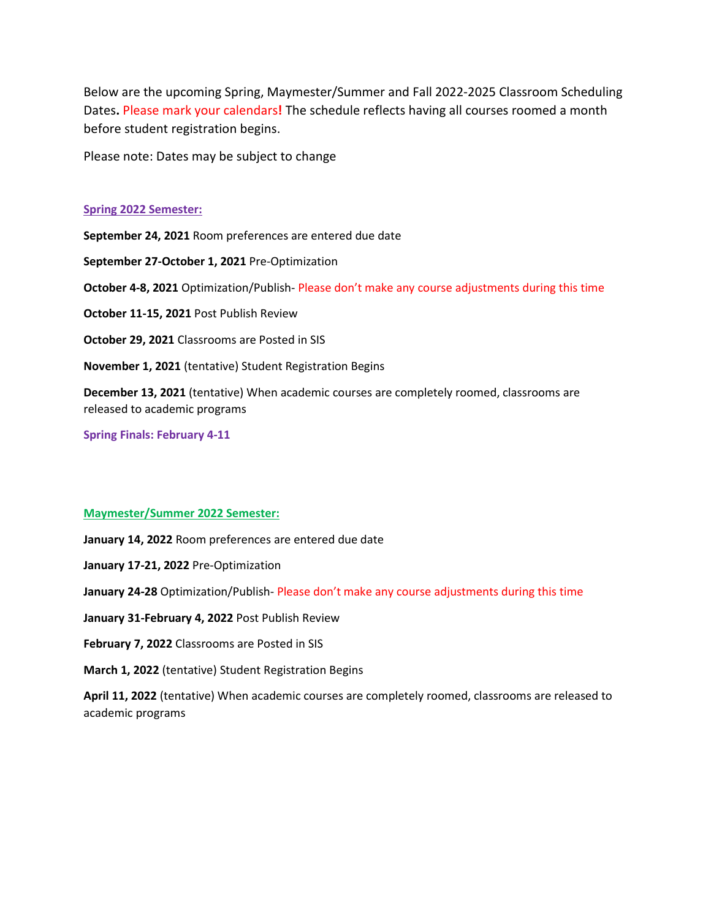Below are the upcoming Spring, Maymester/Summer and Fall 2022-2025 Classroom Scheduling Dates**.** Please mark your calendars**!** The schedule reflects having all courses roomed a month before student registration begins.

Please note: Dates may be subject to change

## Spring 2022 Semester:

**September 24, 2021** Room preferences are entered due date

**September 27-October 1, 2021** Pre-Optimization

**October 4-8, 2021** Optimization/Publish- Please don't make any course adjustments during this time

**October 11-15, 2021** Post Publish Review

**October 29, 2021** Classrooms are Posted in SIS

**November 1, 2021** (tentative) Student Registration Begins

**December 13, 2021** (tentative) When academic courses are completely roomed, classrooms are released to academic programs

**Spring Finals: February 4-11**

## Maymester/Summer 2022 Semester:

**January 14, 2022** Room preferences are entered due date

**January 17-21, 2022** Pre-Optimization

**January 24-28** Optimization/Publish- Please don't make any course adjustments during this time

**January 31-February 4, 2022** Post Publish Review

**February 7, 2022** Classrooms are Posted in SIS

**March 1, 2022** (tentative) Student Registration Begins

**April 11, 2022** (tentative) When academic courses are completely roomed, classrooms are released to academic programs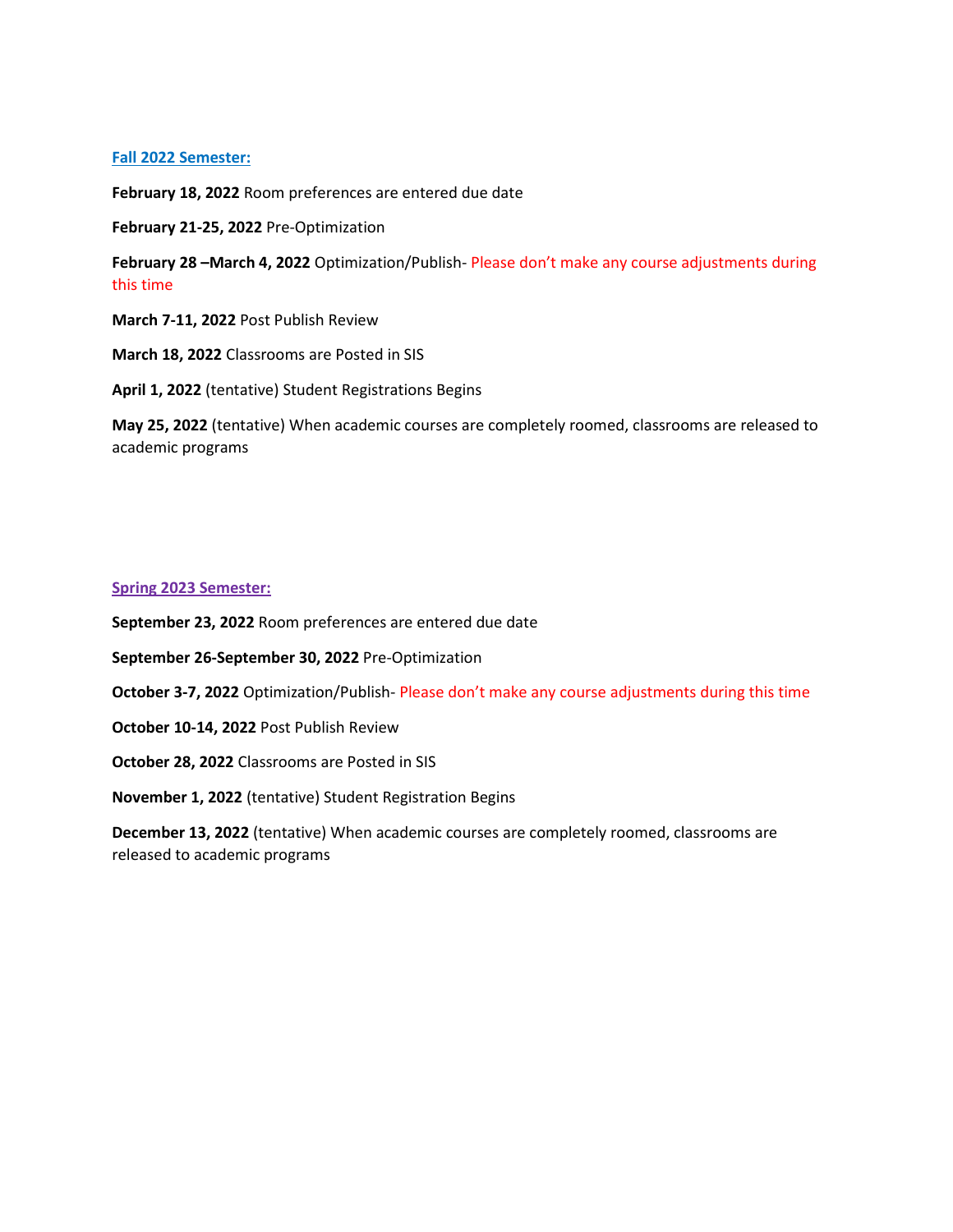## Fall 2022 Semester:

**February 18, 2022** Room preferences are entered due date

**February 21-25, 2022** Pre-Optimization

**February 28 –March 4, 2022** Optimization/Publish- Please don't make any course adjustments during this time

**March 7-11, 2022** Post Publish Review

**March 18, 2022** Classrooms are Posted in SIS

**April 1, 2022** (tentative) Student Registrations Begins

**May 25, 2022** (tentative) When academic courses are completely roomed, classrooms are released to academic programs

## Spring 2023 Semester:

**September 23, 2022** Room preferences are entered due date

**September 26-September 30, 2022** Pre-Optimization

**October 3-7, 2022** Optimization/Publish- Please don't make any course adjustments during this time

**October 10-14, 2022** Post Publish Review

**October 28, 2022** Classrooms are Posted in SIS

**November 1, 2022** (tentative) Student Registration Begins

**December 13, 2022** (tentative) When academic courses are completely roomed, classrooms are released to academic programs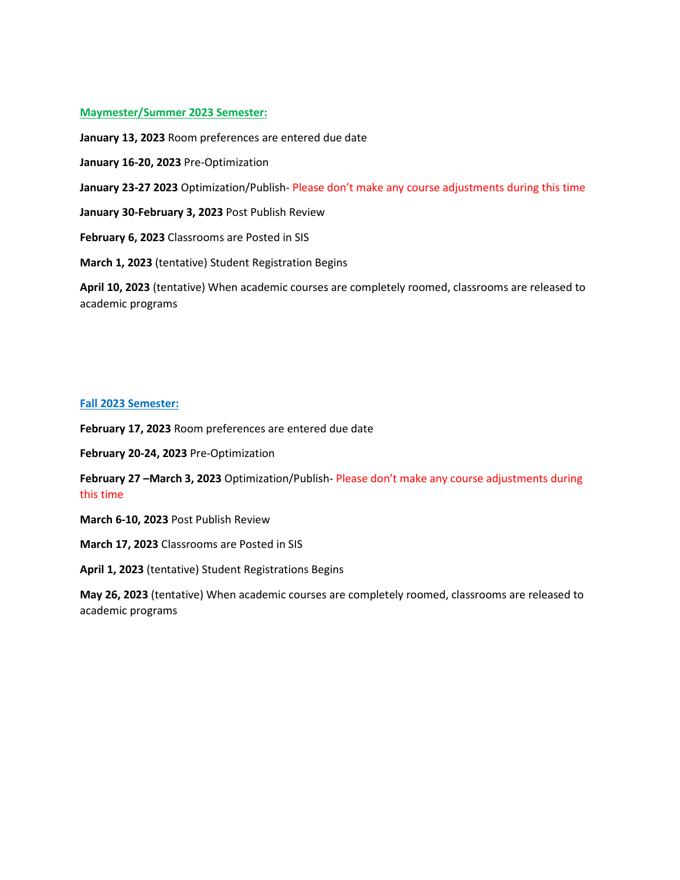## Maymester/Summer 2023 Semester:

**January 13, 2023** Room preferences are entered due date

**January 16-20, 2023** Pre-Optimization

**January 23-27 2023** Optimization/Publish- Please don't make any course adjustments during this time

**January 30-February 3, 2023** Post Publish Review

**February 6, 2023** Classrooms are Posted in SIS

**March 1, 2023** (tentative) Student Registration Begins

**April 10, 2023** (tentative) When academic courses are completely roomed, classrooms are released to academic programs

## Fall 2023 Semester:

**February 17, 2023** Room preferences are entered due date

**February 20-24, 2023** Pre-Optimization

**February 27 –March 3, 2023** Optimization/Publish- Please don't make any course adjustments during this time

**March 6-10, 2023** Post Publish Review

**March 17, 2023** Classrooms are Posted in SIS

**April 1, 2023** (tentative) Student Registrations Begins

**May 26, 2023** (tentative) When academic courses are completely roomed, classrooms are released to academic programs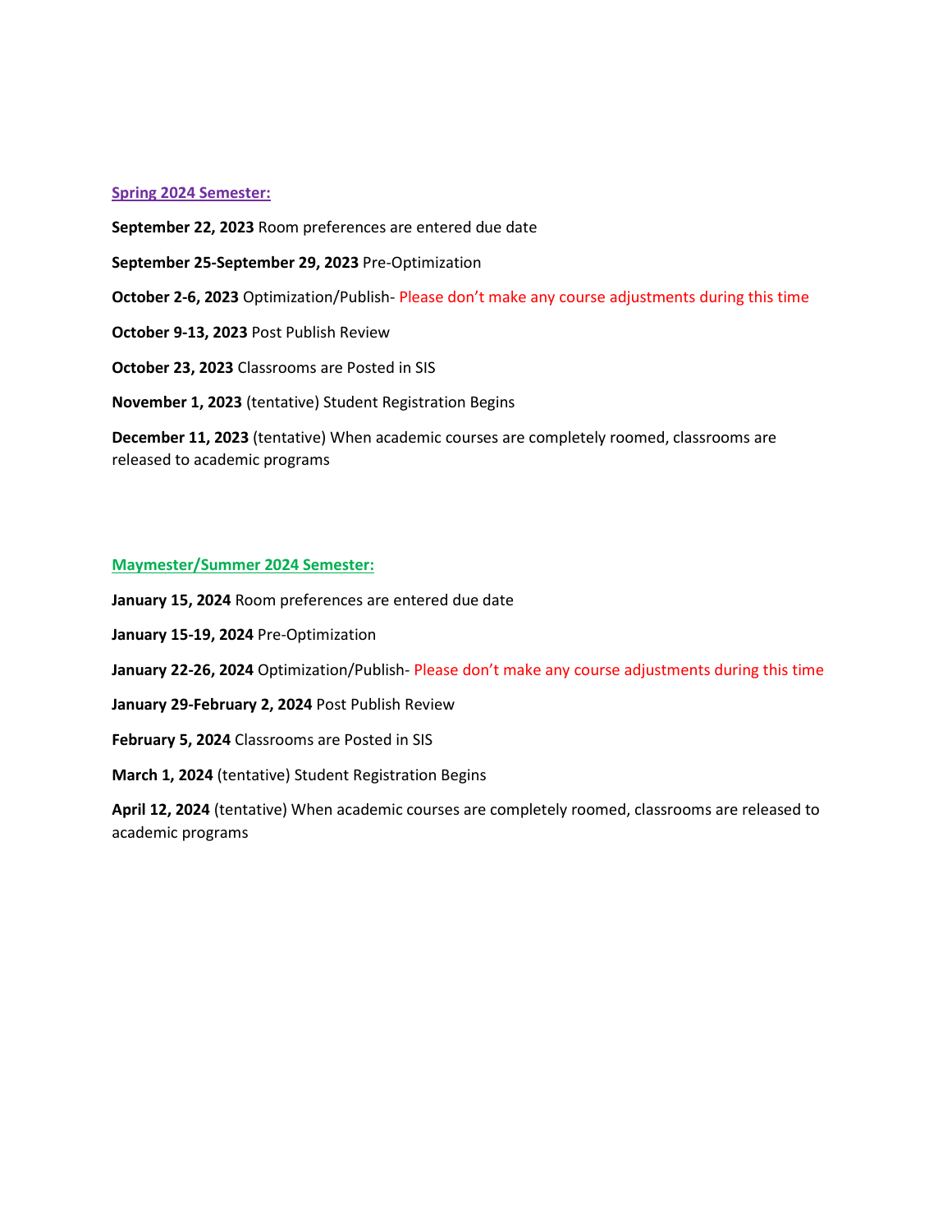## Spring 2024 Semester:

**September 22, 2023** Room preferences are entered due date

**September 25-September 29, 2023** Pre-Optimization

**October 2-6, 2023** Optimization/Publish- Please don't make any course adjustments during this time

**October 9-13, 2023** Post Publish Review

**October 23, 2023** Classrooms are Posted in SIS

**November 1, 2023** (tentative) Student Registration Begins

**December 11, 2023** (tentative) When academic courses are completely roomed, classrooms are released to academic programs

## Maymester/Summer 2024 Semester:

**January 15, 2024** Room preferences are entered due date

**January 15-19, 2024** Pre-Optimization

**January 22-26, 2024** Optimization/Publish- Please don't make any course adjustments during this time

**January 29-February 2, 2024** Post Publish Review

**February 5, 2024** Classrooms are Posted in SIS

**March 1, 2024** (tentative) Student Registration Begins

**April 12, 2024** (tentative) When academic courses are completely roomed, classrooms are released to academic programs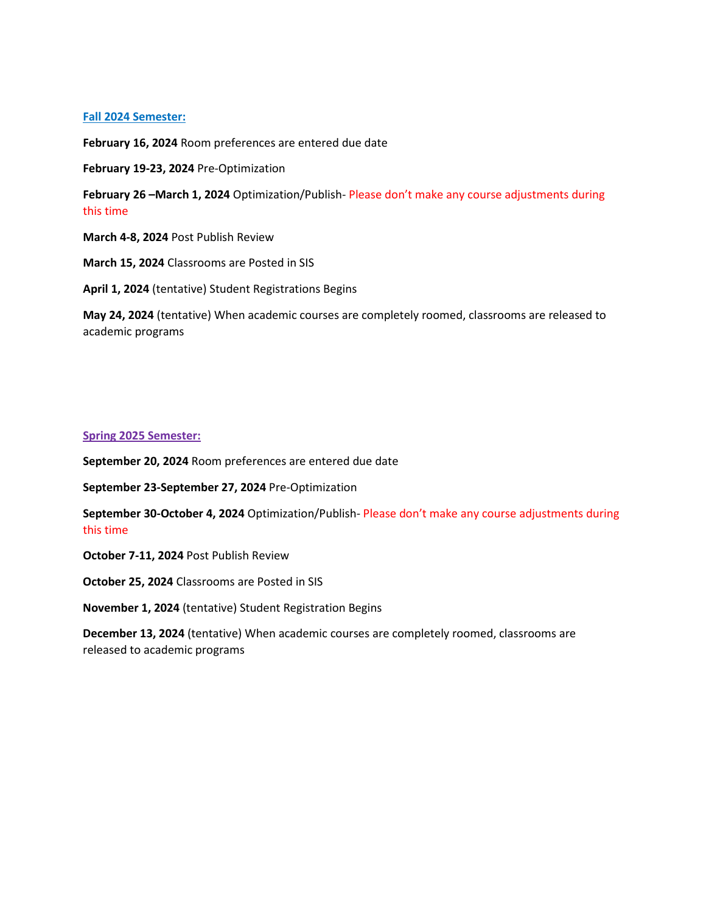## Fall 2024 Semester:

**February 16, 2024** Room preferences are entered due date

**February 19-23, 2024** Pre-Optimization

**February 26 –March 1, 2024** Optimization/Publish- Please don't make any course adjustments during this time

**March 4-8, 2024** Post Publish Review

**March 15, 2024** Classrooms are Posted in SIS

**April 1, 2024** (tentative) Student Registrations Begins

**May 24, 2024** (tentative) When academic courses are completely roomed, classrooms are released to academic programs

## Spring 2025 Semester:

**September 20, 2024** Room preferences are entered due date

**September 23-September 27, 2024** Pre-Optimization

**September 30-October 4, 2024** Optimization/Publish- Please don't make any course adjustments during this time

**October 7-11, 2024** Post Publish Review

**October 25, 2024** Classrooms are Posted in SIS

**November 1, 2024** (tentative) Student Registration Begins

**December 13, 2024** (tentative) When academic courses are completely roomed, classrooms are released to academic programs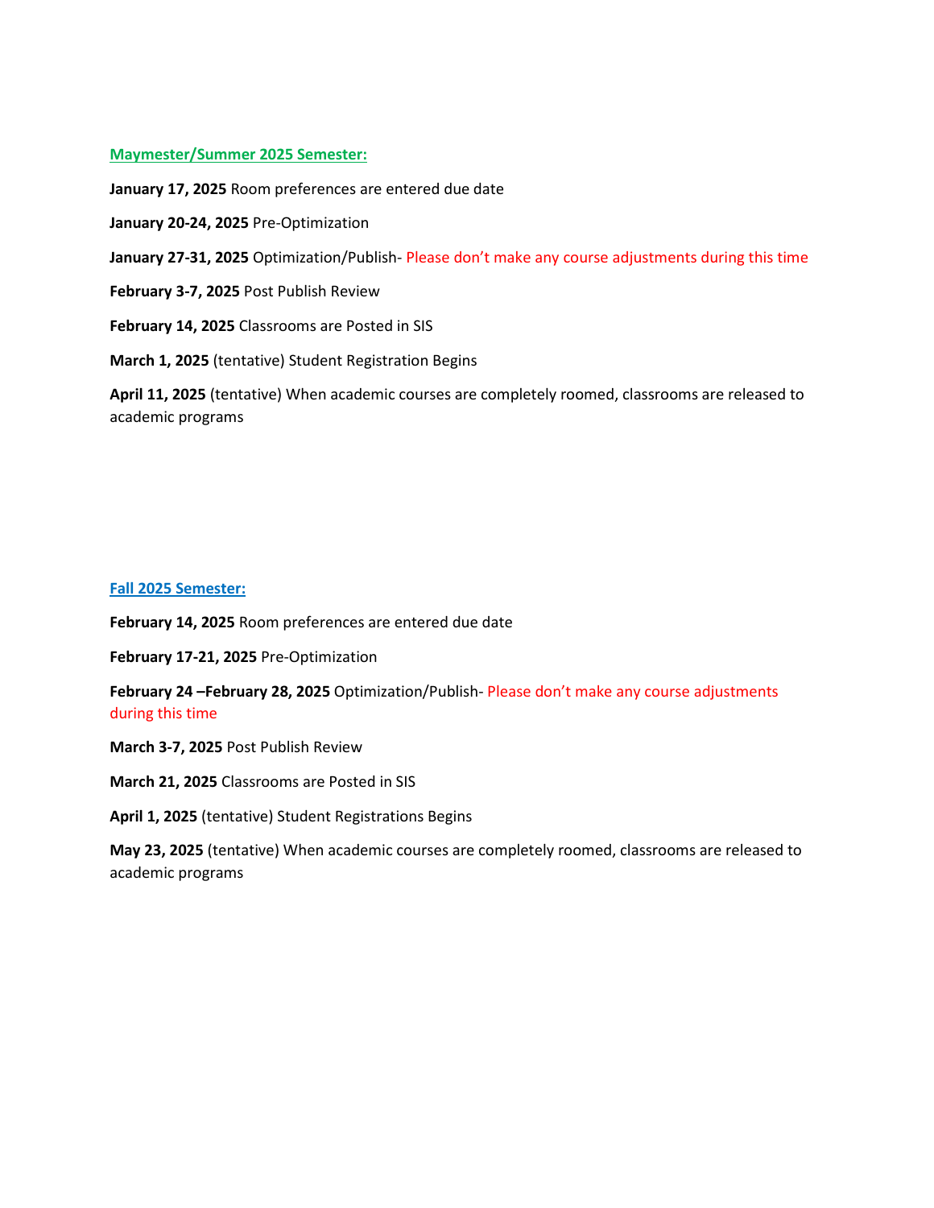**Maymester/Summer 2025 Semester:**

**January 17, 2025** Room preferences are entered due date

**January 20-24, 2025** Pre-Optimization

**January 27-31, 2025** Optimization/Publish- Please don't make any course adjustments during this time

**February 3-7, 2025** Post Publish Review

**February 14, 2025** Classrooms are Posted in SIS

**March 1, 2025** (tentative) Student Registration Begins

**April 11, 2025** (tentative) When academic courses are completely roomed, classrooms are released to academic programs

**Fall 2025 Semester:**

**February 14, 2025** Room preferences are entered due date

**February 17-21, 2025** Pre-Optimization

**February 24 –February 28, 2025** Optimization/Publish- Please don't make any course adjustments during this time

**March 3-7, 2025** Post Publish Review

**March 21, 2025** Classrooms are Posted in SIS

**April 1, 2025** (tentative) Student Registrations Begins

**May 23, 2025** (tentative) When academic courses are completely roomed, classrooms are released to academic programs